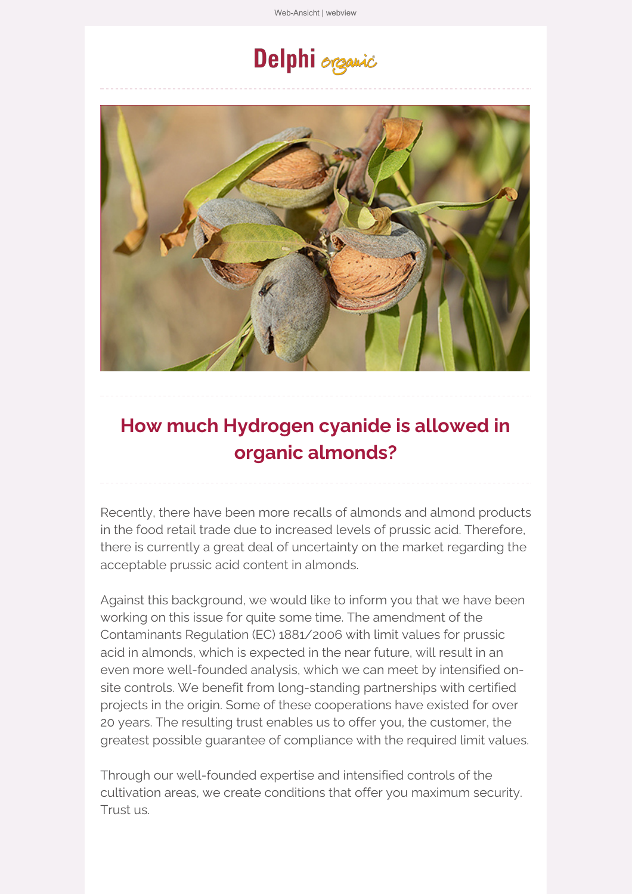Web-Ansicht | webview

Delphi organic

# How much Hydrogen cyanide is allowed in organic almonds?

Recently, there have been more recalls of almonds and almond products in the food retail trade due to increased levels of prussic acid. Therefore, there is currently a great deal of uncertainty on the market regarding the acceptable prussic acid content in almonds.

Against this background, we would like to inform you that we have been working on this issue for quite some time. The amendment of the Contaminants Regulation (EC) 1881/2006 with limit values for prussic acid in almonds, which is expected in the near future, will result in an even more well-founded analysis, which we can meet by intensified on-site controls. We benefit from long-standing partnerships with certified projects in the origin. Some of these cooperations have existed for over 20 years. The resulting trust enables us to offer you, the customer, the greatest possible guarantee of compliance with the required limit values.

Through our well-founded expertise and intensified controls of the cultivation areas, we create conditions that offer you maximum security. Trust us.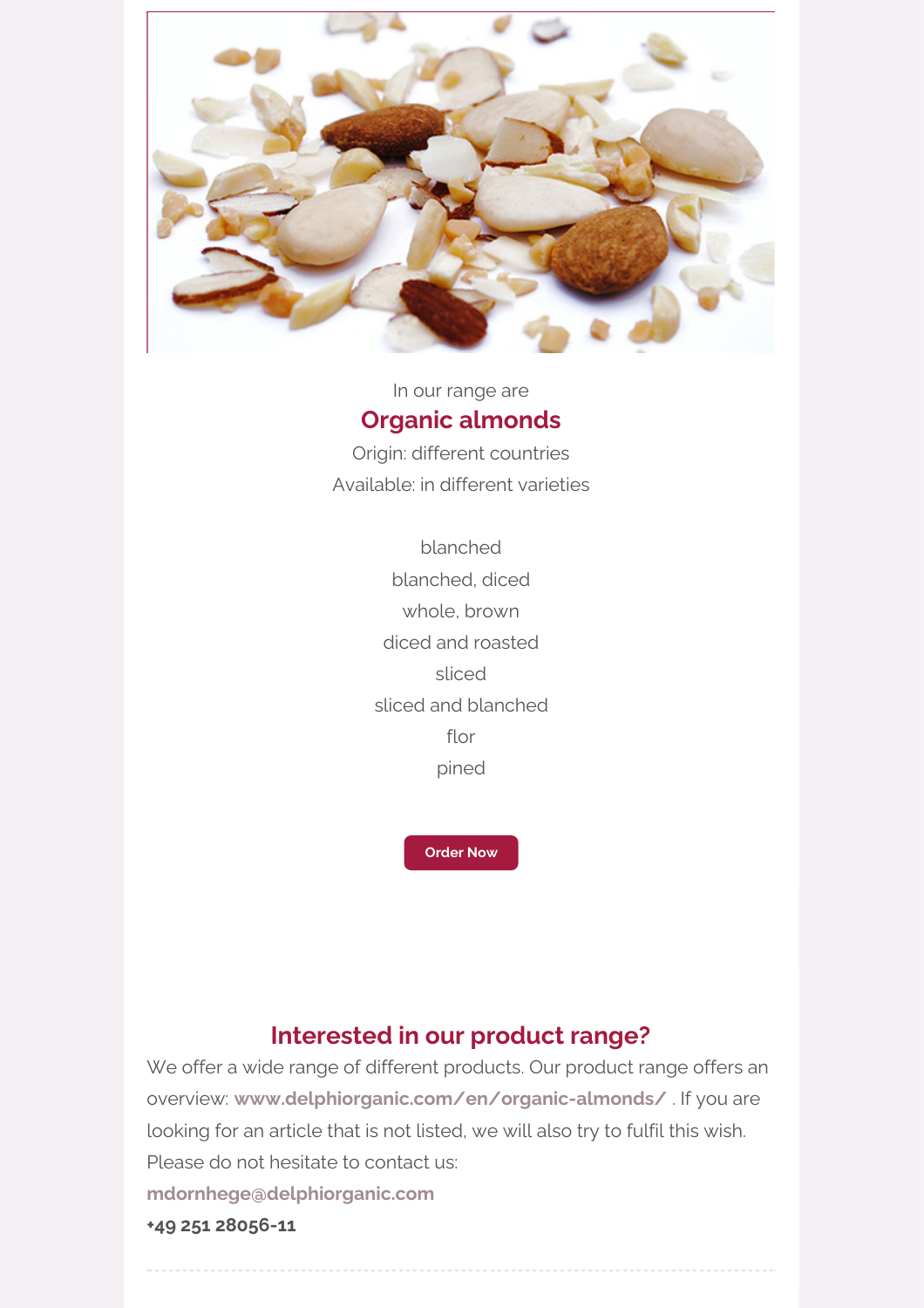In our range are

## Organic almonds

Origin: different countries

Available: in different varieties

blanched

blanched, diced

whole, brown

diced and roasted

sliced

sliced and blanched

flor

pined

**Order Now**

## Interested in our product range?

We offer a wide range of different products. Our product range offers an overview: **www.delphiorganic.com/en/organic-almonds/** . If you are looking for an article that is not listed, we will also try to fulfil this wish. Please do not hesitate to contact us:

**mdornhege@delphiorganic.com**

**+49 251 28056-11**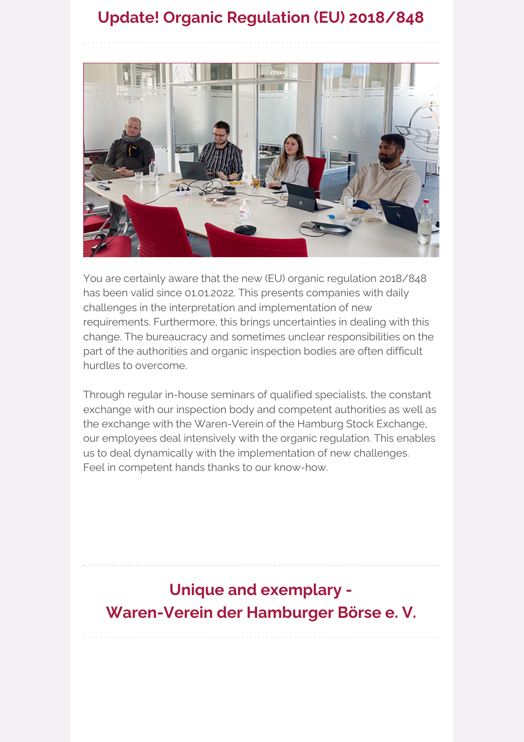## Update! Organic Regulation (EU) 2018/848

You are certainly aware that the new (EU) organic regulation 2018/848 has been valid since 01.01.2022. This presents companies with daily challenges in the interpretation and implementation of new requirements. Furthermore, this brings uncertainties in dealing with this change. The bureaucracy and sometimes unclear responsibilities on the part of the authorities and organic inspection bodies are often difficult hurdles to overcome.

Through regular in-house seminars of qualified specialists, the constant exchange with our inspection body and competent authorities as well as the exchange with the Waren-Verein of the Hamburg Stock Exchange, our employees deal intensively with the organic regulation. This enables us to deal dynamically with the implementation of new challenges. Feel in competent hands thanks to our know-how.

## Unique and exemplary - Waren-Verein der Hamburger Börse e. V.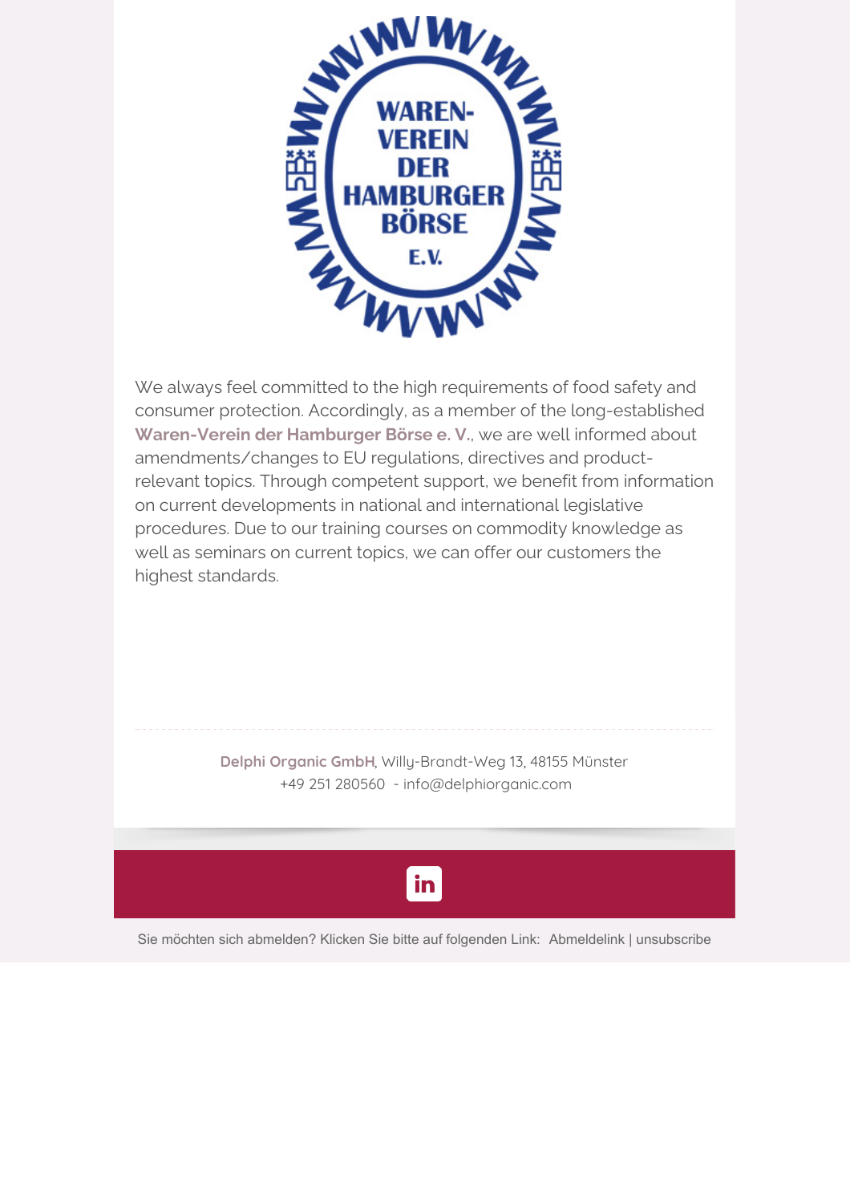We always feel committed to the high requirements of food safety and consumer protection. Accordingly, as a member of the long-established **Waren-Verein der Hamburger Börse e. V.**, we are well informed about amendments/changes to EU regulations, directives and product-relevant topics. Through competent support, we benefit from information on current developments in national and international legislative procedures. Due to our training courses on commodity knowledge as well as seminars on current topics, we can offer our customers the highest standards.

---

**Delphi Organic GmbH**, Willy-Brandt-Weg 13, 48155 Münster
+49 251 280560 - info@delphiorganic.com

Sie möchten sich abmelden? Klicken Sie bitte auf folgenden Link: Abmeldelink | unsubscribe